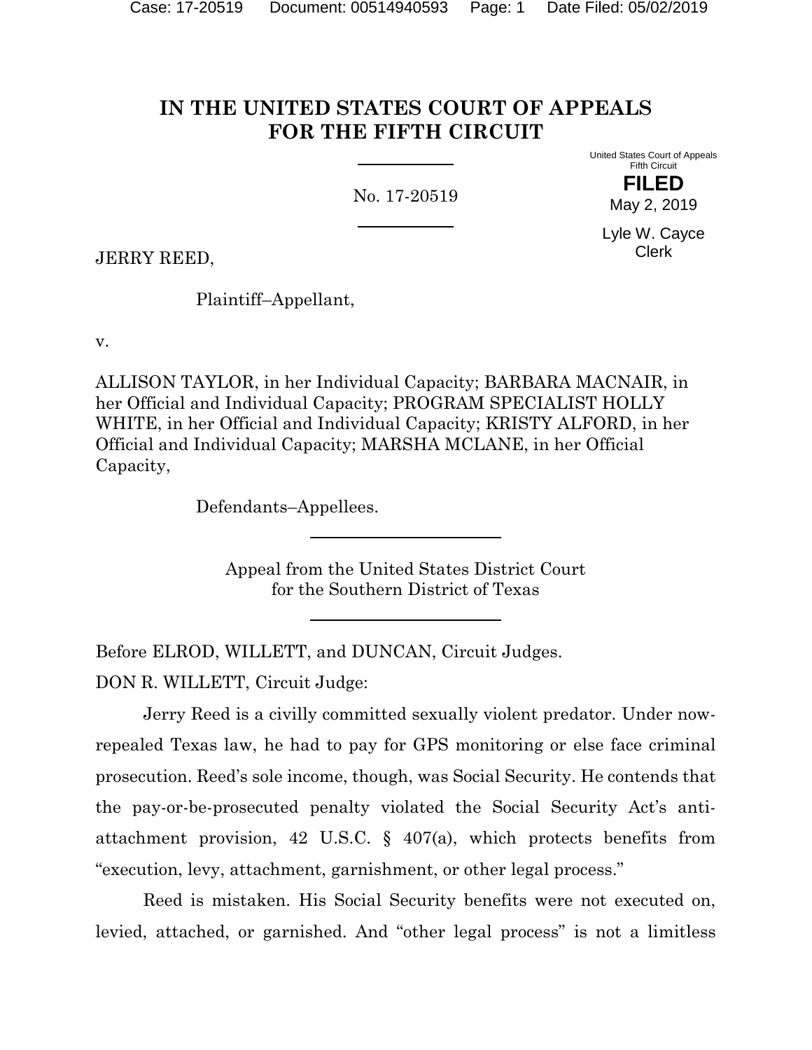# IN THE UNITED STATES COURT OF APPEALS FOR THE FIFTH CIRCUIT

No. 17-20519

United States Court of Appeals
Fifth Circuit

**FILED**

May 2, 2019

Lyle W. Cayce
Clerk

JERRY REED,

Plaintiff–Appellant,

v.

ALLISON TAYLOR, in her Individual Capacity; BARBARA MACNAIR, in her Official and Individual Capacity; PROGRAM SPECIALIST HOLLY WHITE, in her Official and Individual Capacity; KRISTY ALFORD, in her Official and Individual Capacity; MARSHA MCLANE, in her Official Capacity,

Defendants–Appellees.

Appeal from the United States District Court
for the Southern District of Texas

Before ELROD, WILLETT, and DUNCAN, Circuit Judges.

DON R. WILLETT, Circuit Judge:

Jerry Reed is a civilly committed sexually violent predator. Under now-repealed Texas law, he had to pay for GPS monitoring or else face criminal prosecution. Reed's sole income, though, was Social Security. He contends that the pay-or-be-prosecuted penalty violated the Social Security Act's anti-attachment provision, 42 U.S.C. § 407(a), which protects benefits from "execution, levy, attachment, garnishment, or other legal process."

Reed is mistaken. His Social Security benefits were not executed on, levied, attached, or garnished. And "other legal process" is not a limitless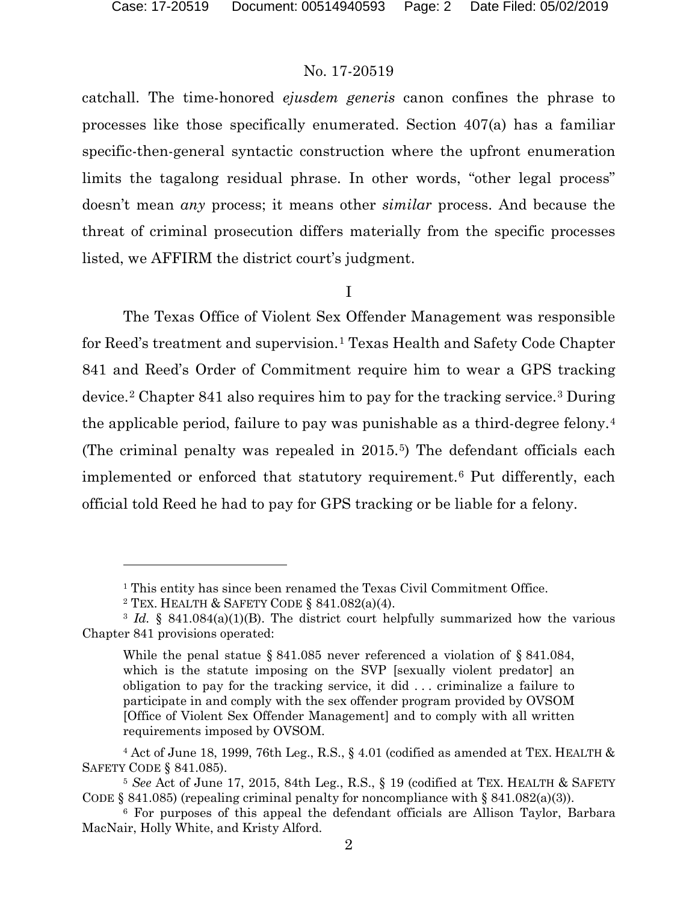catchall. The time-honored *ejusdem generis* canon confines the phrase to processes like those specifically enumerated. Section 407(a) has a familiar specific-then-general syntactic construction where the upfront enumeration limits the tagalong residual phrase. In other words, "other legal process" doesn't mean *any* process; it means other *similar* process. And because the threat of criminal prosecution differs materially from the specific processes listed, we AFFIRM the district court's judgment.

I

The Texas Office of Violent Sex Offender Management was responsible for Reed's treatment and supervision.[1] Texas Health and Safety Code Chapter 841 and Reed's Order of Commitment require him to wear a GPS tracking device.[2] Chapter 841 also requires him to pay for the tracking service.[3] During the applicable period, failure to pay was punishable as a third-degree felony.[4] (The criminal penalty was repealed in 2015.[5]) The defendant officials each implemented or enforced that statutory requirement.[6] Put differently, each official told Reed he had to pay for GPS tracking or be liable for a felony.

---

[1] This entity has since been renamed the Texas Civil Commitment Office.

[2] TEX. HEALTH & SAFETY CODE § 841.082(a)(4).

[3] *Id.* § 841.084(a)(1)(B). The district court helpfully summarized how the various Chapter 841 provisions operated:

> While the penal statue § 841.085 never referenced a violation of § 841.084, which is the statute imposing on the SVP [sexually violent predator] an obligation to pay for the tracking service, it did . . . criminalize a failure to participate in and comply with the sex offender program provided by OVSOM [Office of Violent Sex Offender Management] and to comply with all written requirements imposed by OVSOM.

[4] Act of June 18, 1999, 76th Leg., R.S., § 4.01 (codified as amended at TEX. HEALTH & SAFETY CODE § 841.085).

[5] *See* Act of June 17, 2015, 84th Leg., R.S., § 19 (codified at TEX. HEALTH & SAFETY CODE § 841.085) (repealing criminal penalty for noncompliance with § 841.082(a)(3)).

[6] For purposes of this appeal the defendant officials are Allison Taylor, Barbara MacNair, Holly White, and Kristy Alford.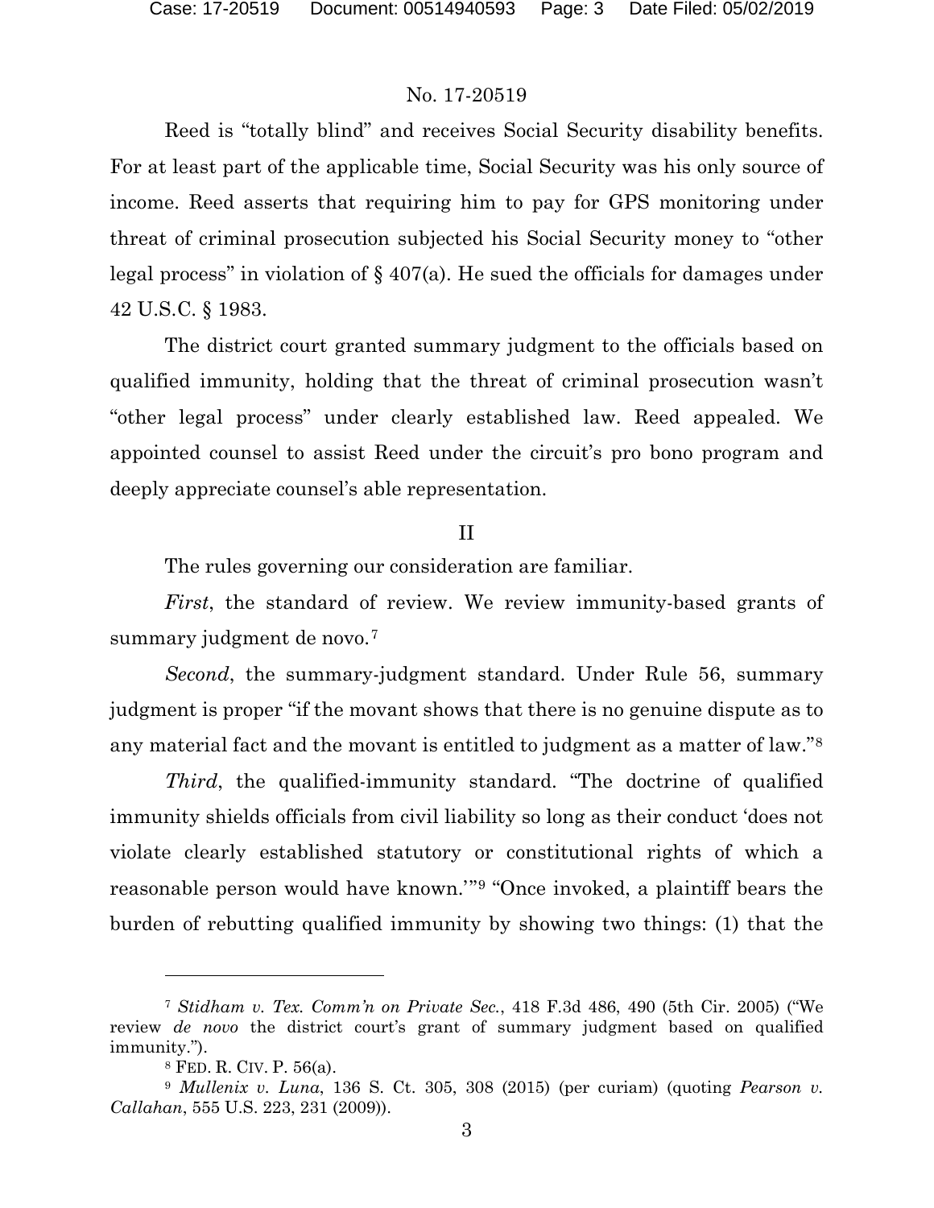Reed is "totally blind" and receives Social Security disability benefits. For at least part of the applicable time, Social Security was his only source of income. Reed asserts that requiring him to pay for GPS monitoring under threat of criminal prosecution subjected his Social Security money to "other legal process" in violation of § 407(a). He sued the officials for damages under 42 U.S.C. § 1983.

The district court granted summary judgment to the officials based on qualified immunity, holding that the threat of criminal prosecution wasn't "other legal process" under clearly established law. Reed appealed. We appointed counsel to assist Reed under the circuit's pro bono program and deeply appreciate counsel's able representation.

## II

The rules governing our consideration are familiar.

*First*, the standard of review. We review immunity-based grants of summary judgment de novo.[7]

*Second*, the summary-judgment standard. Under Rule 56, summary judgment is proper "if the movant shows that there is no genuine dispute as to any material fact and the movant is entitled to judgment as a matter of law."[8]

*Third*, the qualified-immunity standard. "The doctrine of qualified immunity shields officials from civil liability so long as their conduct 'does not violate clearly established statutory or constitutional rights of which a reasonable person would have known.'"[9] "Once invoked, a plaintiff bears the burden of rebutting qualified immunity by showing two things: (1) that the

---

[7] *Stidham v. Tex. Comm'n on Private Sec.*, 418 F.3d 486, 490 (5th Cir. 2005) ("We review *de novo* the district court's grant of summary judgment based on qualified immunity.").

[8] FED. R. CIV. P. 56(a).

[9] *Mullenix v. Luna*, 136 S. Ct. 305, 308 (2015) (per curiam) (quoting *Pearson v. Callahan*, 555 U.S. 223, 231 (2009)).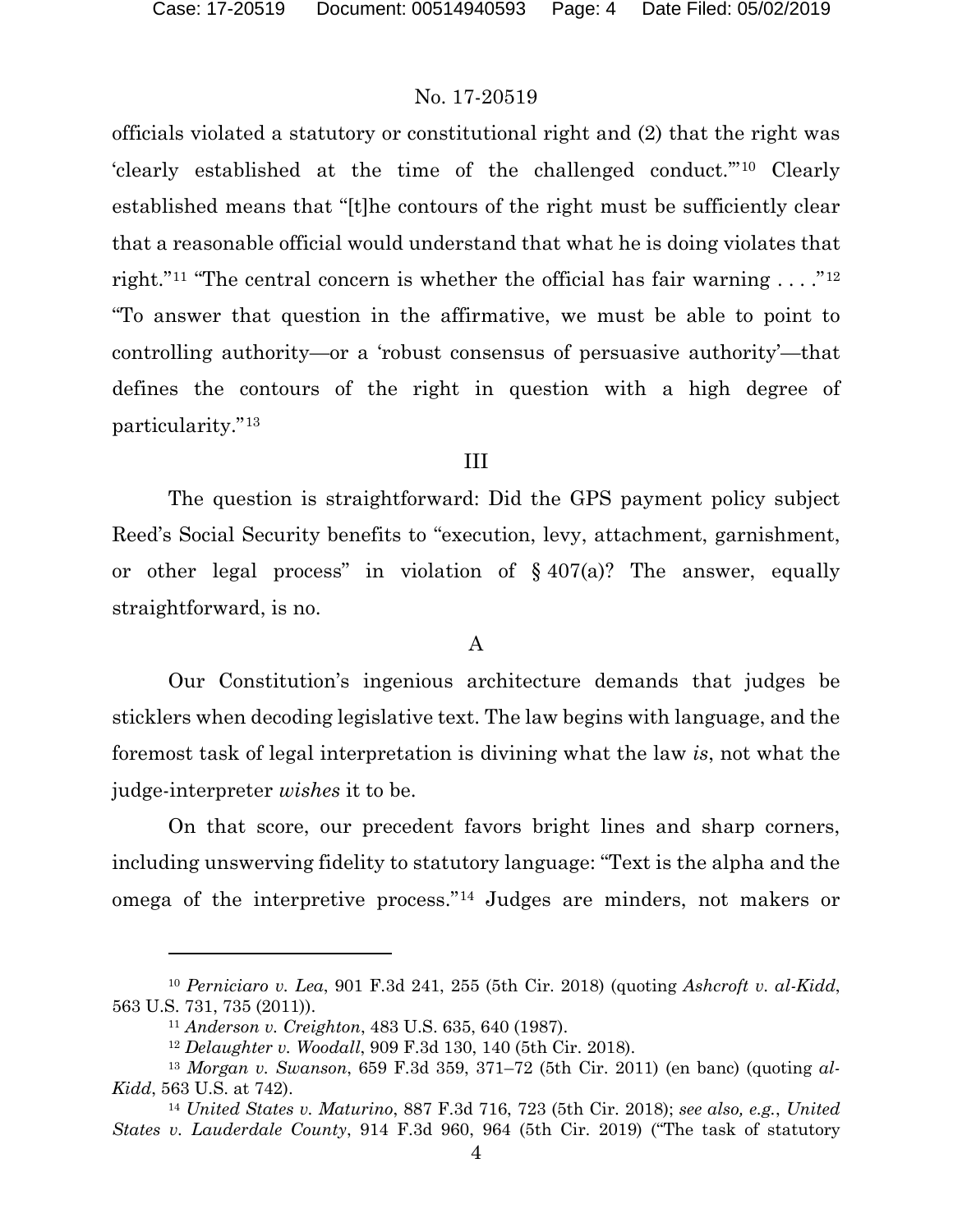officials violated a statutory or constitutional right and (2) that the right was 'clearly established at the time of the challenged conduct.'"[10] Clearly established means that "[t]he contours of the right must be sufficiently clear that a reasonable official would understand that what he is doing violates that right."[11] "The central concern is whether the official has fair warning . . . ."[12] "To answer that question in the affirmative, we must be able to point to controlling authority—or a 'robust consensus of persuasive authority'—that defines the contours of the right in question with a high degree of particularity."[13]

## III

The question is straightforward: Did the GPS payment policy subject Reed's Social Security benefits to "execution, levy, attachment, garnishment, or other legal process" in violation of § 407(a)? The answer, equally straightforward, is no.

### A

Our Constitution's ingenious architecture demands that judges be sticklers when decoding legislative text. The law begins with language, and the foremost task of legal interpretation is divining what the law *is*, not what the judge-interpreter *wishes* it to be.

On that score, our precedent favors bright lines and sharp corners, including unswerving fidelity to statutory language: "Text is the alpha and the omega of the interpretive process."[14] Judges are minders, not makers or

---

[10] *Perniciaro v. Lea*, 901 F.3d 241, 255 (5th Cir. 2018) (quoting *Ashcroft v. al-Kidd*, 563 U.S. 731, 735 (2011)).

[11] *Anderson v. Creighton*, 483 U.S. 635, 640 (1987).

[12] *Delaughter v. Woodall*, 909 F.3d 130, 140 (5th Cir. 2018).

[13] *Morgan v. Swanson*, 659 F.3d 359, 371–72 (5th Cir. 2011) (en banc) (quoting *al-Kidd*, 563 U.S. at 742).

[14] *United States v. Maturino*, 887 F.3d 716, 723 (5th Cir. 2018); *see also, e.g.*, *United States v. Lauderdale County*, 914 F.3d 960, 964 (5th Cir. 2019) ("The task of statutory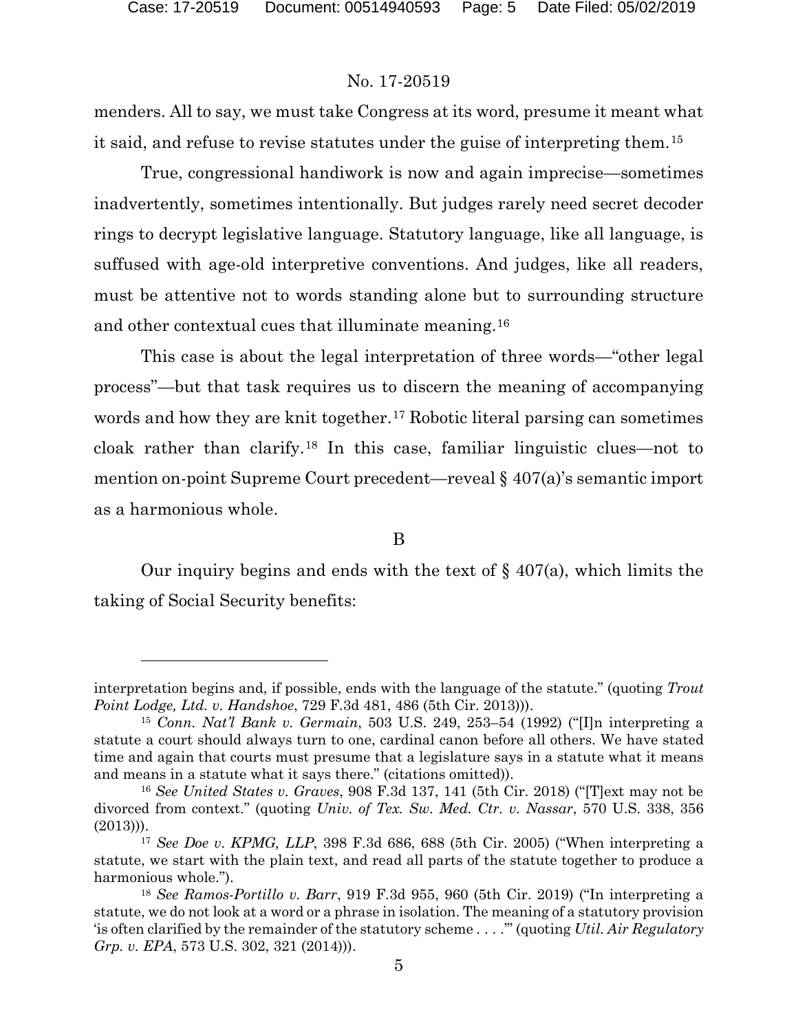menders. All to say, we must take Congress at its word, presume it meant what it said, and refuse to revise statutes under the guise of interpreting them.[15]

True, congressional handiwork is now and again imprecise—sometimes inadvertently, sometimes intentionally. But judges rarely need secret decoder rings to decrypt legislative language. Statutory language, like all language, is suffused with age-old interpretive conventions. And judges, like all readers, must be attentive not to words standing alone but to surrounding structure and other contextual cues that illuminate meaning.[16]

This case is about the legal interpretation of three words—"other legal process"—but that task requires us to discern the meaning of accompanying words and how they are knit together.[17] Robotic literal parsing can sometimes cloak rather than clarify.[18] In this case, familiar linguistic clues—not to mention on-point Supreme Court precedent—reveal § 407(a)'s semantic import as a harmonious whole.

### B

Our inquiry begins and ends with the text of § 407(a), which limits the taking of Social Security benefits:

---

interpretation begins and, if possible, ends with the language of the statute." (quoting *Trout Point Lodge, Ltd. v. Handshoe*, 729 F.3d 481, 486 (5th Cir. 2013))).

[15] *Conn. Nat'l Bank v. Germain*, 503 U.S. 249, 253–54 (1992) ("[I]n interpreting a statute a court should always turn to one, cardinal canon before all others. We have stated time and again that courts must presume that a legislature says in a statute what it means and means in a statute what it says there." (citations omitted)).

[16] *See United States v. Graves*, 908 F.3d 137, 141 (5th Cir. 2018) ("[T]ext may not be divorced from context." (quoting *Univ. of Tex. Sw. Med. Ctr. v. Nassar*, 570 U.S. 338, 356 (2013))).

[17] *See Doe v. KPMG, LLP*, 398 F.3d 686, 688 (5th Cir. 2005) ("When interpreting a statute, we start with the plain text, and read all parts of the statute together to produce a harmonious whole.").

[18] *See Ramos-Portillo v. Barr*, 919 F.3d 955, 960 (5th Cir. 2019) ("In interpreting a statute, we do not look at a word or a phrase in isolation. The meaning of a statutory provision 'is often clarified by the remainder of the statutory scheme . . . .'" (quoting *Util. Air Regulatory Grp. v. EPA*, 573 U.S. 302, 321 (2014))).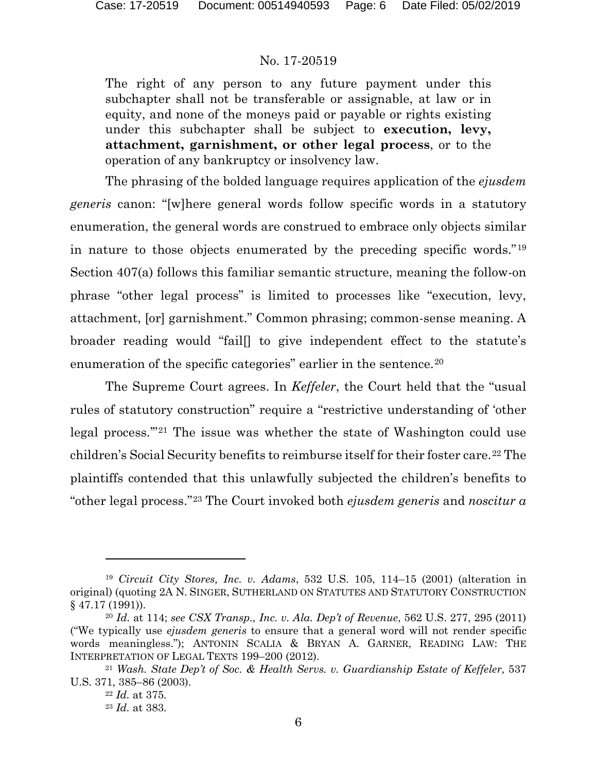> The right of any person to any future payment under this subchapter shall not be transferable or assignable, at law or in equity, and none of the moneys paid or payable or rights existing under this subchapter shall be subject to **execution, levy, attachment, garnishment, or other legal process**, or to the operation of any bankruptcy or insolvency law.

The phrasing of the bolded language requires application of the *ejusdem generis* canon: "[w]here general words follow specific words in a statutory enumeration, the general words are construed to embrace only objects similar in nature to those objects enumerated by the preceding specific words."[19] Section 407(a) follows this familiar semantic structure, meaning the follow-on phrase "other legal process" is limited to processes like "execution, levy, attachment, [or] garnishment." Common phrasing; common-sense meaning. A broader reading would "fail[] to give independent effect to the statute's enumeration of the specific categories" earlier in the sentence.[20]

The Supreme Court agrees. In *Keffeler*, the Court held that the "usual rules of statutory construction" require a "restrictive understanding of 'other legal process.'"[21] The issue was whether the state of Washington could use children's Social Security benefits to reimburse itself for their foster care.[22] The plaintiffs contended that this unlawfully subjected the children's benefits to "other legal process."[23] The Court invoked both *ejusdem generis* and *noscitur a*

---

[19] *Circuit City Stores, Inc. v. Adams*, 532 U.S. 105, 114–15 (2001) (alteration in original) (quoting 2A N. SINGER, SUTHERLAND ON STATUTES AND STATUTORY CONSTRUCTION § 47.17 (1991)).

[20] *Id.* at 114; *see CSX Transp., Inc. v. Ala. Dep't of Revenue*, 562 U.S. 277, 295 (2011) ("We typically use *ejusdem generis* to ensure that a general word will not render specific words meaningless."); ANTONIN SCALIA & BRYAN A. GARNER, READING LAW: THE INTERPRETATION OF LEGAL TEXTS 199–200 (2012).

[21] *Wash. State Dep't of Soc. & Health Servs. v. Guardianship Estate of Keffeler*, 537 U.S. 371, 385–86 (2003).

[22] *Id.* at 375.

[23] *Id.* at 383.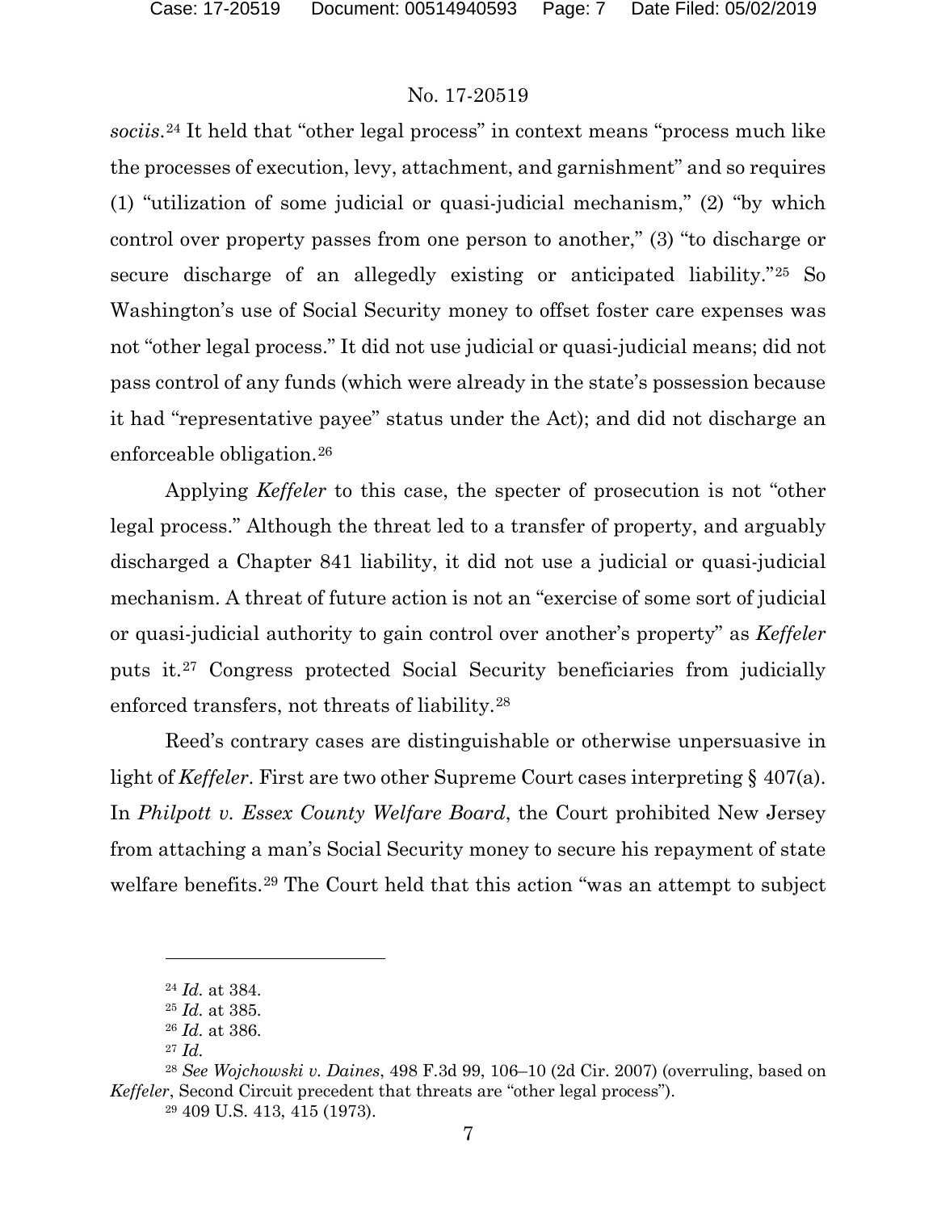*sociis*.[24] It held that "other legal process" in context means "process much like the processes of execution, levy, attachment, and garnishment" and so requires (1) "utilization of some judicial or quasi-judicial mechanism," (2) "by which control over property passes from one person to another," (3) "to discharge or secure discharge of an allegedly existing or anticipated liability."[25] So Washington's use of Social Security money to offset foster care expenses was not "other legal process." It did not use judicial or quasi-judicial means; did not pass control of any funds (which were already in the state's possession because it had "representative payee" status under the Act); and did not discharge an enforceable obligation.[26]

Applying *Keffeler* to this case, the specter of prosecution is not "other legal process." Although the threat led to a transfer of property, and arguably discharged a Chapter 841 liability, it did not use a judicial or quasi-judicial mechanism. A threat of future action is not an "exercise of some sort of judicial or quasi-judicial authority to gain control over another's property" as *Keffeler* puts it.[27] Congress protected Social Security beneficiaries from judicially enforced transfers, not threats of liability.[28]

Reed's contrary cases are distinguishable or otherwise unpersuasive in light of *Keffeler*. First are two other Supreme Court cases interpreting § 407(a). In *Philpott v. Essex County Welfare Board*, the Court prohibited New Jersey from attaching a man's Social Security money to secure his repayment of state welfare benefits.[29] The Court held that this action "was an attempt to subject

---

[24] *Id.* at 384.

[25] *Id.* at 385.

[26] *Id.* at 386.

[27] *Id.*

[28] *See Wojchowski v. Daines*, 498 F.3d 99, 106–10 (2d Cir. 2007) (overruling, based on *Keffeler*, Second Circuit precedent that threats are "other legal process").

[29] 409 U.S. 413, 415 (1973).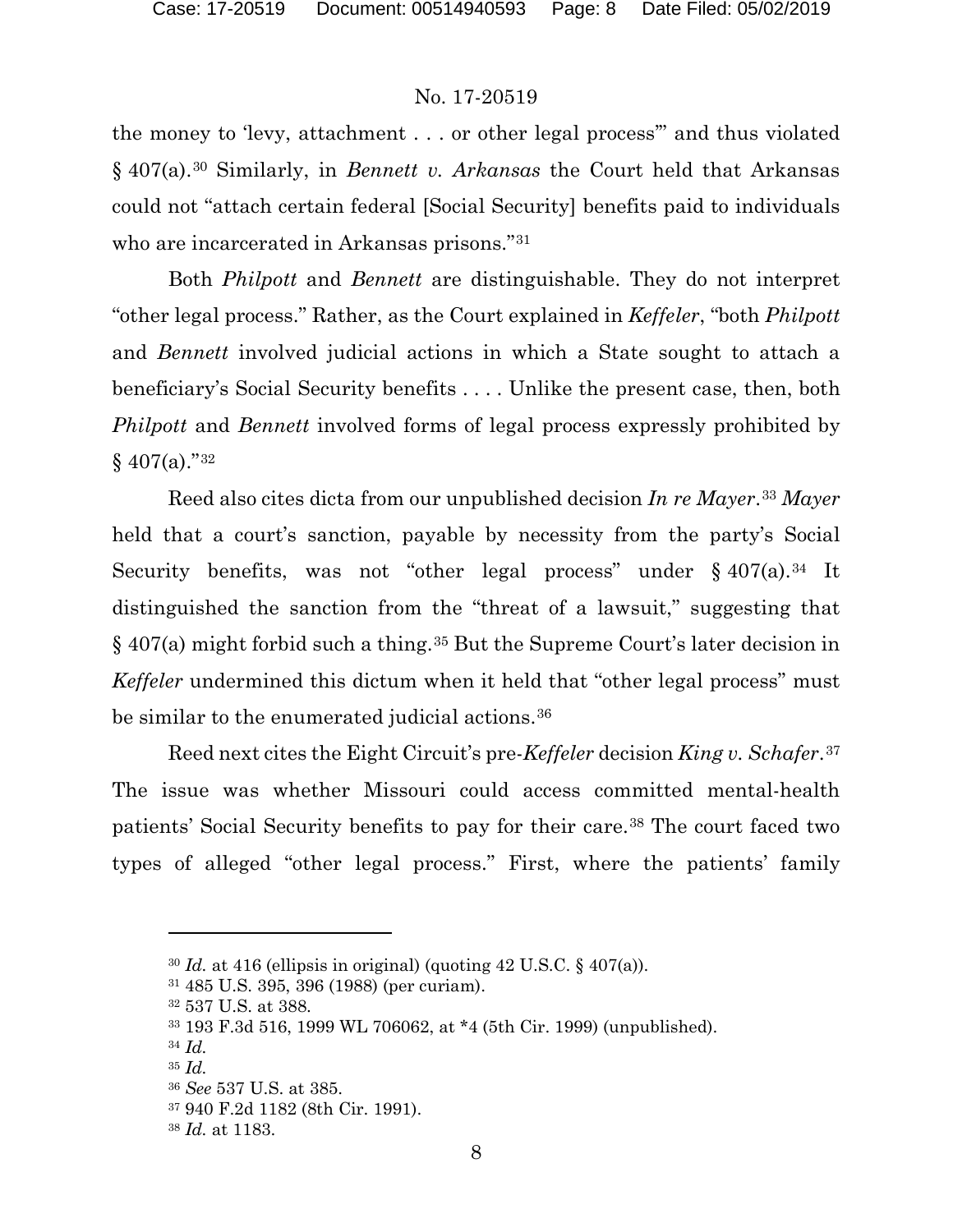the money to 'levy, attachment . . . or other legal process'" and thus violated § 407(a).[30] Similarly, in *Bennett v. Arkansas* the Court held that Arkansas could not "attach certain federal [Social Security] benefits paid to individuals who are incarcerated in Arkansas prisons."[31]

Both *Philpott* and *Bennett* are distinguishable. They do not interpret "other legal process." Rather, as the Court explained in *Keffeler*, "both *Philpott* and *Bennett* involved judicial actions in which a State sought to attach a beneficiary's Social Security benefits . . . . Unlike the present case, then, both *Philpott* and *Bennett* involved forms of legal process expressly prohibited by § 407(a)."[32]

Reed also cites dicta from our unpublished decision *In re Mayer*.[33] *Mayer* held that a court's sanction, payable by necessity from the party's Social Security benefits, was not "other legal process" under § 407(a).[34] It distinguished the sanction from the "threat of a lawsuit," suggesting that § 407(a) might forbid such a thing.[35] But the Supreme Court's later decision in *Keffeler* undermined this dictum when it held that "other legal process" must be similar to the enumerated judicial actions.[36]

Reed next cites the Eight Circuit's pre-*Keffeler* decision *King v. Schafer*.[37] The issue was whether Missouri could access committed mental-health patients' Social Security benefits to pay for their care.[38] The court faced two types of alleged "other legal process." First, where the patients' family

---

[30] *Id.* at 416 (ellipsis in original) (quoting 42 U.S.C. § 407(a)).

[31] 485 U.S. 395, 396 (1988) (per curiam).

[32] 537 U.S. at 388.

[33] 193 F.3d 516, 1999 WL 706062, at *4 (5th Cir. 1999) (unpublished).

[34] *Id.*

[35] *Id.*

[36] *See* 537 U.S. at 385.

[37] 940 F.2d 1182 (8th Cir. 1991).

[38] *Id.* at 1183.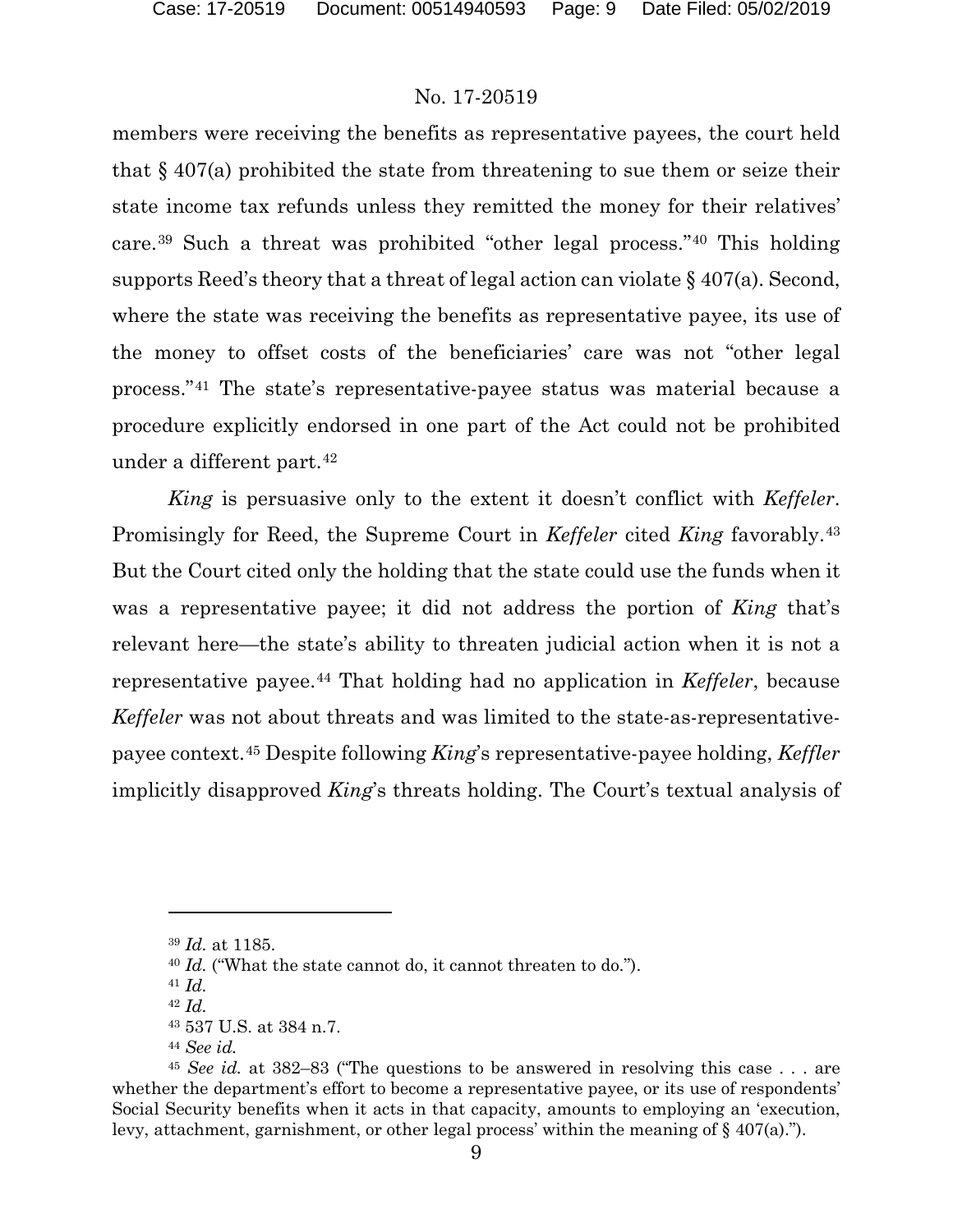members were receiving the benefits as representative payees, the court held that § 407(a) prohibited the state from threatening to sue them or seize their state income tax refunds unless they remitted the money for their relatives' care.[39] Such a threat was prohibited "other legal process."[40] This holding supports Reed's theory that a threat of legal action can violate § 407(a). Second, where the state was receiving the benefits as representative payee, its use of the money to offset costs of the beneficiaries' care was not "other legal process."[41] The state's representative-payee status was material because a procedure explicitly endorsed in one part of the Act could not be prohibited under a different part.[42]

*King* is persuasive only to the extent it doesn't conflict with *Keffeler*. Promisingly for Reed, the Supreme Court in *Keffeler* cited *King* favorably.[43] But the Court cited only the holding that the state could use the funds when it was a representative payee; it did not address the portion of *King* that's relevant here—the state's ability to threaten judicial action when it is not a representative payee.[44] That holding had no application in *Keffeler*, because *Keffeler* was not about threats and was limited to the state-as-representative-payee context.[45] Despite following *King*'s representative-payee holding, *Keffler* implicitly disapproved *King*'s threats holding. The Court's textual analysis of

---

[39] *Id.* at 1185.

[40] *Id.* ("What the state cannot do, it cannot threaten to do.").

[41] *Id.*

[42] *Id.*

[43] 537 U.S. at 384 n.7.

[44] *See id.*

[45] *See id.* at 382–83 ("The questions to be answered in resolving this case . . . are whether the department's effort to become a representative payee, or its use of respondents' Social Security benefits when it acts in that capacity, amounts to employing an 'execution, levy, attachment, garnishment, or other legal process' within the meaning of § 407(a).").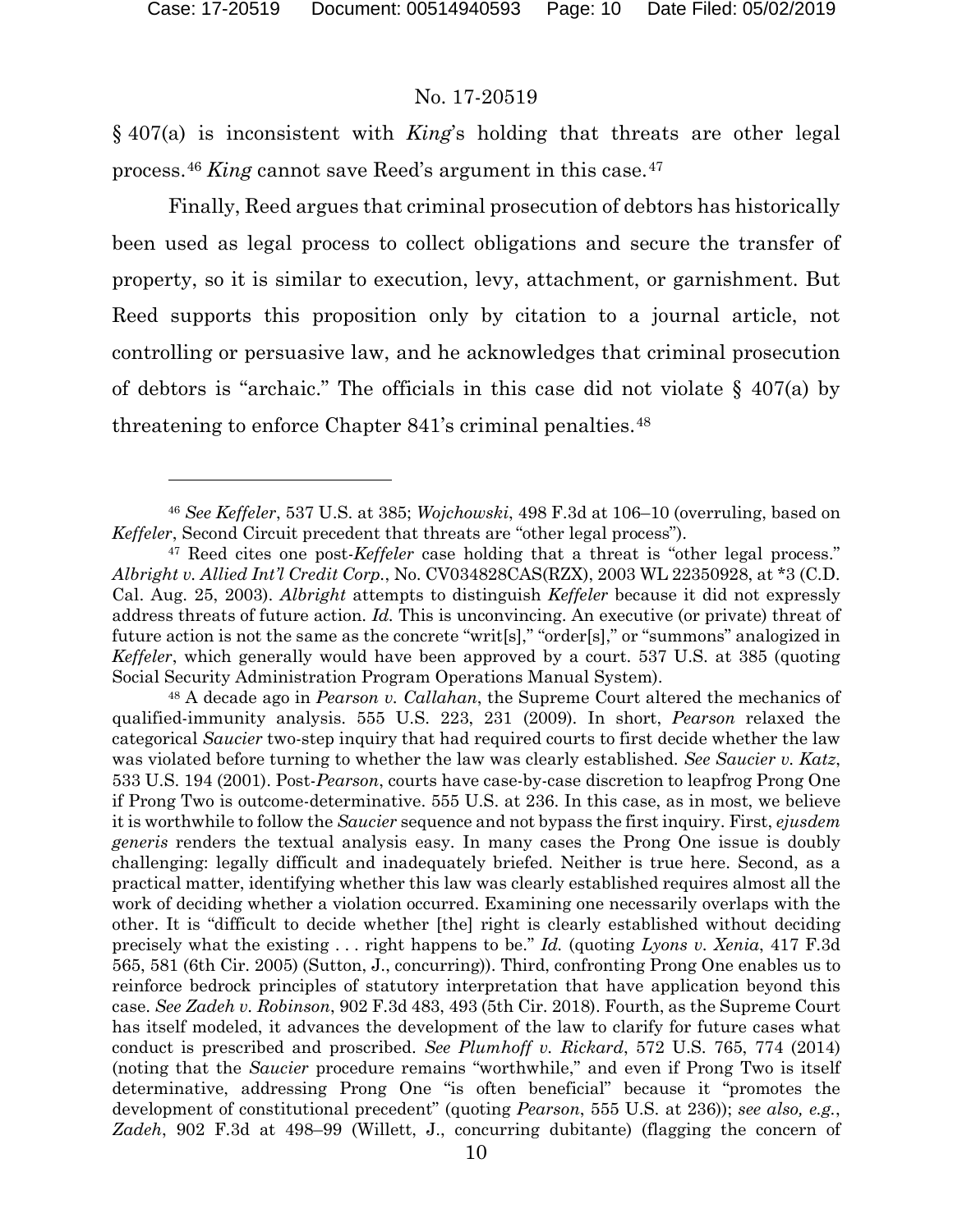§ 407(a) is inconsistent with *King*'s holding that threats are other legal process.[46] *King* cannot save Reed's argument in this case.[47]

Finally, Reed argues that criminal prosecution of debtors has historically been used as legal process to collect obligations and secure the transfer of property, so it is similar to execution, levy, attachment, or garnishment. But Reed supports this proposition only by citation to a journal article, not controlling or persuasive law, and he acknowledges that criminal prosecution of debtors is "archaic." The officials in this case did not violate § 407(a) by threatening to enforce Chapter 841's criminal penalties.[48]

---

[46] *See Keffeler*, 537 U.S. at 385; *Wojchowski*, 498 F.3d at 106–10 (overruling, based on *Keffeler*, Second Circuit precedent that threats are "other legal process").

[47] Reed cites one post-*Keffeler* case holding that a threat is "other legal process." *Albright v. Allied Int'l Credit Corp.*, No. CV034828CAS(RZX), 2003 WL 22350928, at *3 (C.D. Cal. Aug. 25, 2003). *Albright* attempts to distinguish *Keffeler* because it did not expressly address threats of future action. *Id.* This is unconvincing. An executive (or private) threat of future action is not the same as the concrete "writ[s]," "order[s]," or "summons" analogized in *Keffeler*, which generally would have been approved by a court. 537 U.S. at 385 (quoting Social Security Administration Program Operations Manual System).

[48] A decade ago in *Pearson v. Callahan*, the Supreme Court altered the mechanics of qualified-immunity analysis. 555 U.S. 223, 231 (2009). In short, *Pearson* relaxed the categorical *Saucier* two-step inquiry that had required courts to first decide whether the law was violated before turning to whether the law was clearly established. *See Saucier v. Katz*, 533 U.S. 194 (2001). Post-*Pearson*, courts have case-by-case discretion to leapfrog Prong One if Prong Two is outcome-determinative. 555 U.S. at 236. In this case, as in most, we believe it is worthwhile to follow the *Saucier* sequence and not bypass the first inquiry. First, *ejusdem generis* renders the textual analysis easy. In many cases the Prong One issue is doubly challenging: legally difficult and inadequately briefed. Neither is true here. Second, as a practical matter, identifying whether this law was clearly established requires almost all the work of deciding whether a violation occurred. Examining one necessarily overlaps with the other. It is "difficult to decide whether [the] right is clearly established without deciding precisely what the existing . . . right happens to be." *Id.* (quoting *Lyons v. Xenia*, 417 F.3d 565, 581 (6th Cir. 2005) (Sutton, J., concurring)). Third, confronting Prong One enables us to reinforce bedrock principles of statutory interpretation that have application beyond this case. *See Zadeh v. Robinson*, 902 F.3d 483, 493 (5th Cir. 2018). Fourth, as the Supreme Court has itself modeled, it advances the development of the law to clarify for future cases what conduct is prescribed and proscribed. *See Plumhoff v. Rickard*, 572 U.S. 765, 774 (2014) (noting that the *Saucier* procedure remains "worthwhile," and even if Prong Two is itself determinative, addressing Prong One "is often beneficial" because it "promotes the development of constitutional precedent" (quoting *Pearson*, 555 U.S. at 236)); *see also, e.g.*, *Zadeh*, 902 F.3d at 498–99 (Willett, J., concurring dubitante) (flagging the concern of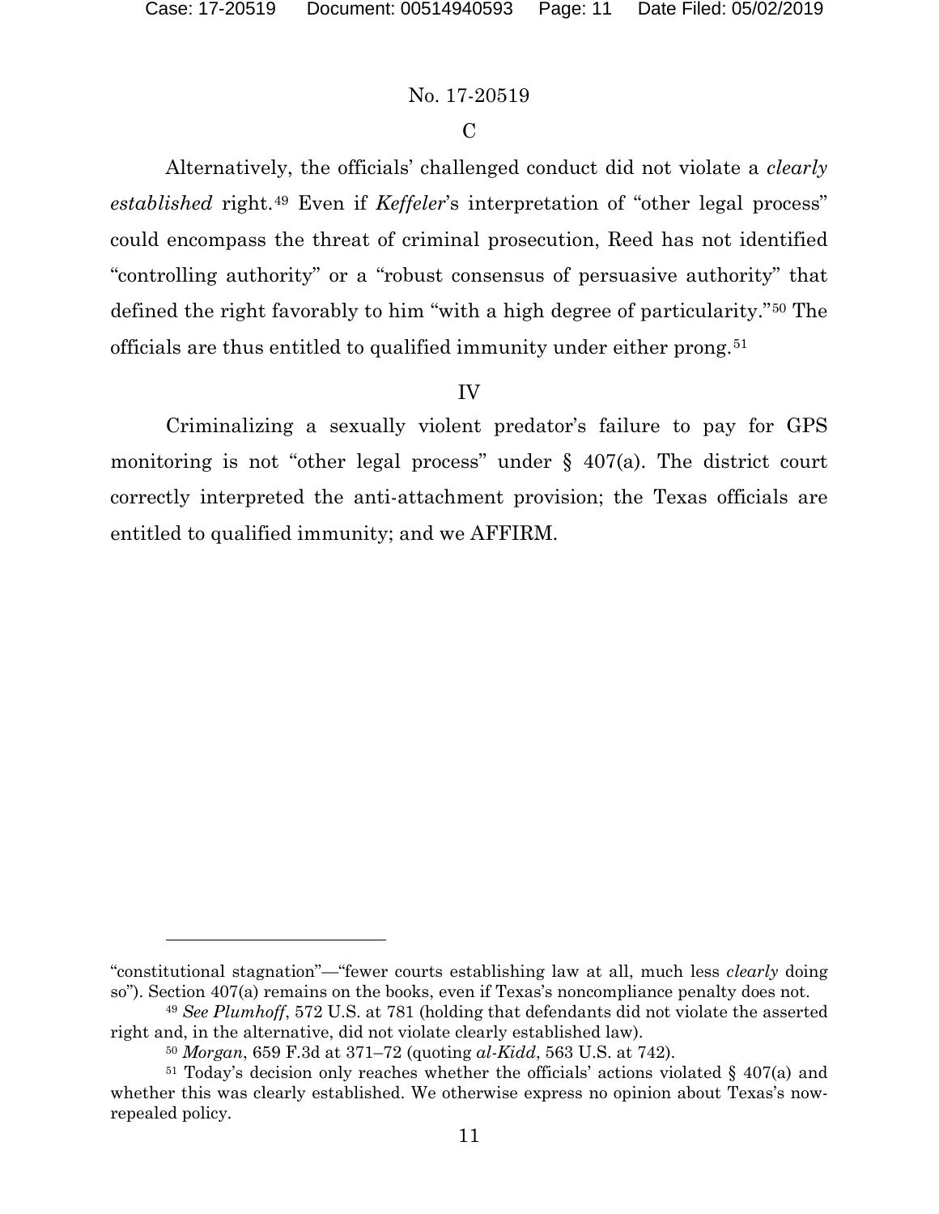### C

Alternatively, the officials' challenged conduct did not violate a *clearly established* right.[49] Even if *Keffeler*'s interpretation of "other legal process" could encompass the threat of criminal prosecution, Reed has not identified "controlling authority" or a "robust consensus of persuasive authority" that defined the right favorably to him "with a high degree of particularity."[50] The officials are thus entitled to qualified immunity under either prong.[51]

## IV

Criminalizing a sexually violent predator's failure to pay for GPS monitoring is not "other legal process" under § 407(a). The district court correctly interpreted the anti-attachment provision; the Texas officials are entitled to qualified immunity; and we AFFIRM.

---

"constitutional stagnation"—"fewer courts establishing law at all, much less *clearly* doing so"). Section 407(a) remains on the books, even if Texas's noncompliance penalty does not.

[49] *See Plumhoff*, 572 U.S. at 781 (holding that defendants did not violate the asserted right and, in the alternative, did not violate clearly established law).

[50] *Morgan*, 659 F.3d at 371–72 (quoting *al-Kidd*, 563 U.S. at 742).

[51] Today's decision only reaches whether the officials' actions violated § 407(a) and whether this was clearly established. We otherwise express no opinion about Texas's now-repealed policy.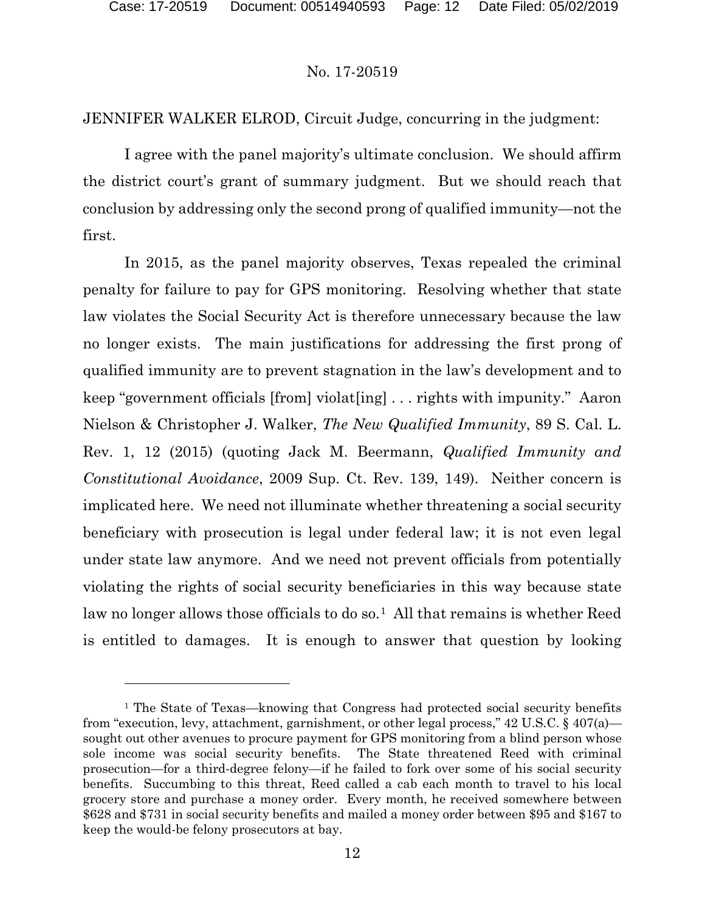No. 17-20519

JENNIFER WALKER ELROD, Circuit Judge, concurring in the judgment:

I agree with the panel majority's ultimate conclusion. We should affirm the district court's grant of summary judgment. But we should reach that conclusion by addressing only the second prong of qualified immunity—not the first.

In 2015, as the panel majority observes, Texas repealed the criminal penalty for failure to pay for GPS monitoring. Resolving whether that state law violates the Social Security Act is therefore unnecessary because the law no longer exists. The main justifications for addressing the first prong of qualified immunity are to prevent stagnation in the law's development and to keep "government officials [from] violat[ing] . . . rights with impunity." Aaron Nielson & Christopher J. Walker, *The New Qualified Immunity*, 89 S. Cal. L. Rev. 1, 12 (2015) (quoting Jack M. Beermann, *Qualified Immunity and Constitutional Avoidance*, 2009 Sup. Ct. Rev. 139, 149). Neither concern is implicated here. We need not illuminate whether threatening a social security beneficiary with prosecution is legal under federal law; it is not even legal under state law anymore. And we need not prevent officials from potentially violating the rights of social security beneficiaries in this way because state law no longer allows those officials to do so.[1] All that remains is whether Reed is entitled to damages. It is enough to answer that question by looking

[1] The State of Texas—knowing that Congress had protected social security benefits from "execution, levy, attachment, garnishment, or other legal process," 42 U.S.C. § 407(a)—sought out other avenues to procure payment for GPS monitoring from a blind person whose sole income was social security benefits. The State threatened Reed with criminal prosecution—for a third-degree felony—if he failed to fork over some of his social security benefits. Succumbing to this threat, Reed called a cab each month to travel to his local grocery store and purchase a money order. Every month, he received somewhere between $628 and $731 in social security benefits and mailed a money order between $95 and $167 to keep the would-be felony prosecutors at bay.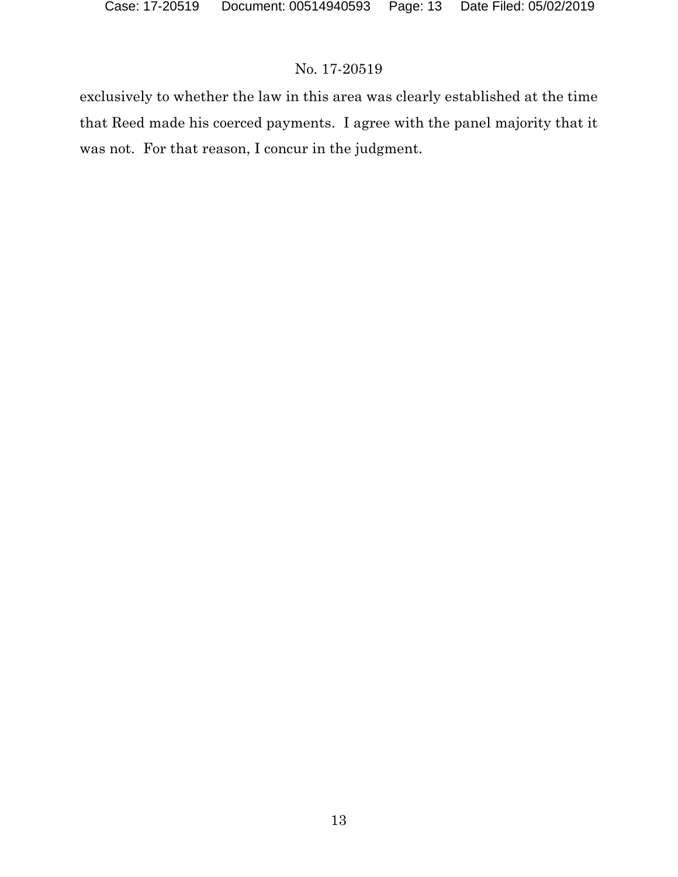exclusively to whether the law in this area was clearly established at the time that Reed made his coerced payments. I agree with the panel majority that it was not. For that reason, I concur in the judgment.